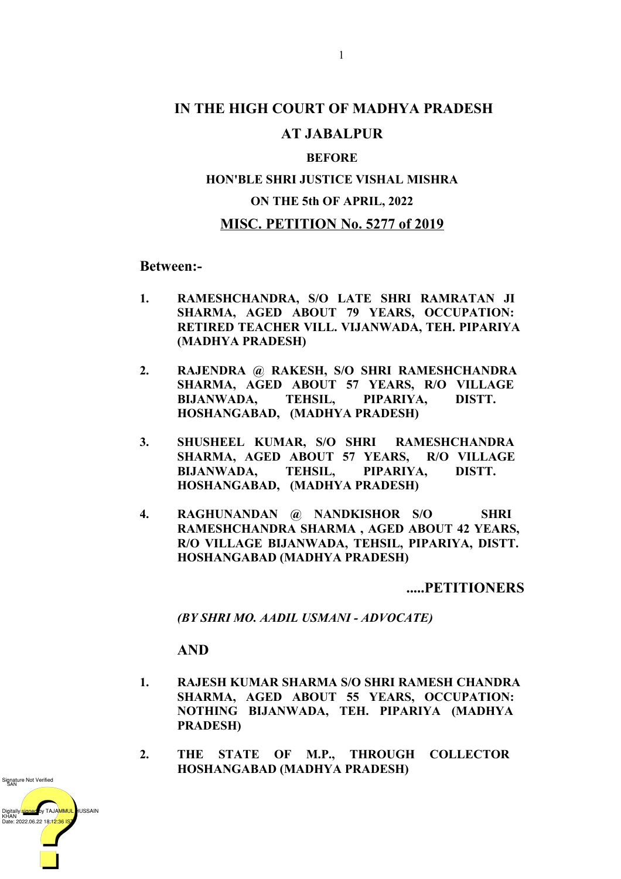# IN THE HIGH COURT OF MADHYA PRADESH

# AT JABALPUR

**BEFORE**

**HON'BLE SHRI JUSTICE VISHAL MISHRA**

**ON THE 5th OF APRIL, 2022**

**MISC. PETITION No. 5277 of 2019**

**Between:-**

1. **RAMESHCHANDRA, S/O LATE SHRI RAMRATAN JI SHARMA, AGED ABOUT 79 YEARS, OCCUPATION: RETIRED TEACHER VILL. VIJANWADA, TEH. PIPARIYA (MADHYA PRADESH)**

2. **RAJENDRA @ RAKESH, S/O SHRI RAMESHCHANDRA SHARMA, AGED ABOUT 57 YEARS, R/O VILLAGE BIJANWADA, TEHSIL, PIPARIYA, DISTT. HOSHANGABAD, (MADHYA PRADESH)**

3. **SHUSHEEL KUMAR, S/O SHRI RAMESHCHANDRA SHARMA, AGED ABOUT 57 YEARS, R/O VILLAGE BIJANWADA, TEHSIL, PIPARIYA, DISTT. HOSHANGABAD, (MADHYA PRADESH)**

4. **RAGHUNANDAN @ NANDKISHOR S/O SHRI RAMESHCHANDRA SHARMA , AGED ABOUT 42 YEARS, R/O VILLAGE BIJANWADA, TEHSIL, PIPARIYA, DISTT. HOSHANGABAD (MADHYA PRADESH)**

**.....PETITIONERS**

*(BY SHRI MO. AADIL USMANI - ADVOCATE)*

**AND**

1. **RAJESH KUMAR SHARMA S/O SHRI RAMESH CHANDRA SHARMA, AGED ABOUT 55 YEARS, OCCUPATION: NOTHING BIJANWADA, TEH. PIPARIYA (MADHYA PRADESH)**

2. **THE STATE OF M.P., THROUGH COLLECTOR HOSHANGABAD (MADHYA PRADESH)**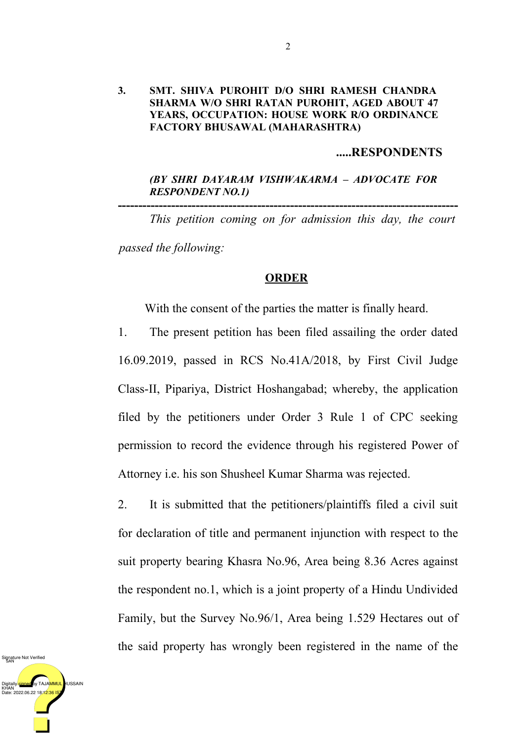**3. SMT. SHIVA PUROHIT D/O SHRI RAMESH CHANDRA SHARMA W/O SHRI RATAN PUROHIT, AGED ABOUT 47 YEARS, OCCUPATION: HOUSE WORK R/O ORDINANCE FACTORY BHUSAWAL (MAHARASHTRA)**

**.....RESPONDENTS**

***(BY SHRI DAYARAM VISHWAKARMA – ADVOCATE FOR RESPONDENT NO.1)***

---

*This petition coming on for admission this day, the court passed the following:*

## ORDER

With the consent of the parties the matter is finally heard.

1. The present petition has been filed assailing the order dated 16.09.2019, passed in RCS No.41A/2018, by First Civil Judge Class-II, Pipariya, District Hoshangabad; whereby, the application filed by the petitioners under Order 3 Rule 1 of CPC seeking permission to record the evidence through his registered Power of Attorney i.e. his son Shusheel Kumar Sharma was rejected.

2. It is submitted that the petitioners/plaintiffs filed a civil suit for declaration of title and permanent injunction with respect to the suit property bearing Khasra No.96, Area being 8.36 Acres against the respondent no.1, which is a joint property of a Hindu Undivided Family, but the Survey No.96/1, Area being 1.529 Hectares out of the said property has wrongly been registered in the name of the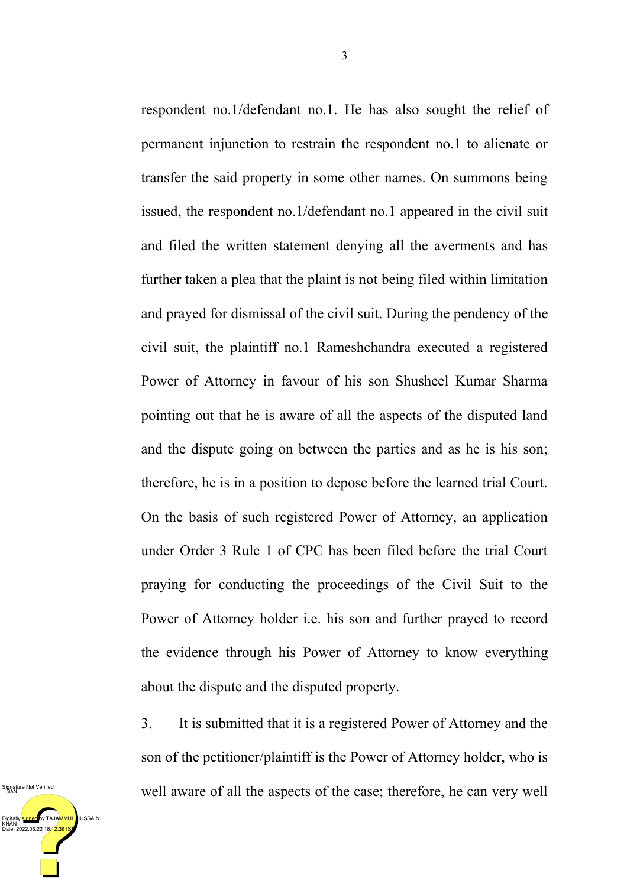respondent no.1/defendant no.1. He has also sought the relief of permanent injunction to restrain the respondent no.1 to alienate or transfer the said property in some other names. On summons being issued, the respondent no.1/defendant no.1 appeared in the civil suit and filed the written statement denying all the averments and has further taken a plea that the plaint is not being filed within limitation and prayed for dismissal of the civil suit. During the pendency of the civil suit, the plaintiff no.1 Rameshchandra executed a registered Power of Attorney in favour of his son Shusheel Kumar Sharma pointing out that he is aware of all the aspects of the disputed land and the dispute going on between the parties and as he is his son; therefore, he is in a position to depose before the learned trial Court. On the basis of such registered Power of Attorney, an application under Order 3 Rule 1 of CPC has been filed before the trial Court praying for conducting the proceedings of the Civil Suit to the Power of Attorney holder i.e. his son and further prayed to record the evidence through his Power of Attorney to know everything about the dispute and the disputed property.

3. It is submitted that it is a registered Power of Attorney and the son of the petitioner/plaintiff is the Power of Attorney holder, who is well aware of all the aspects of the case; therefore, he can very well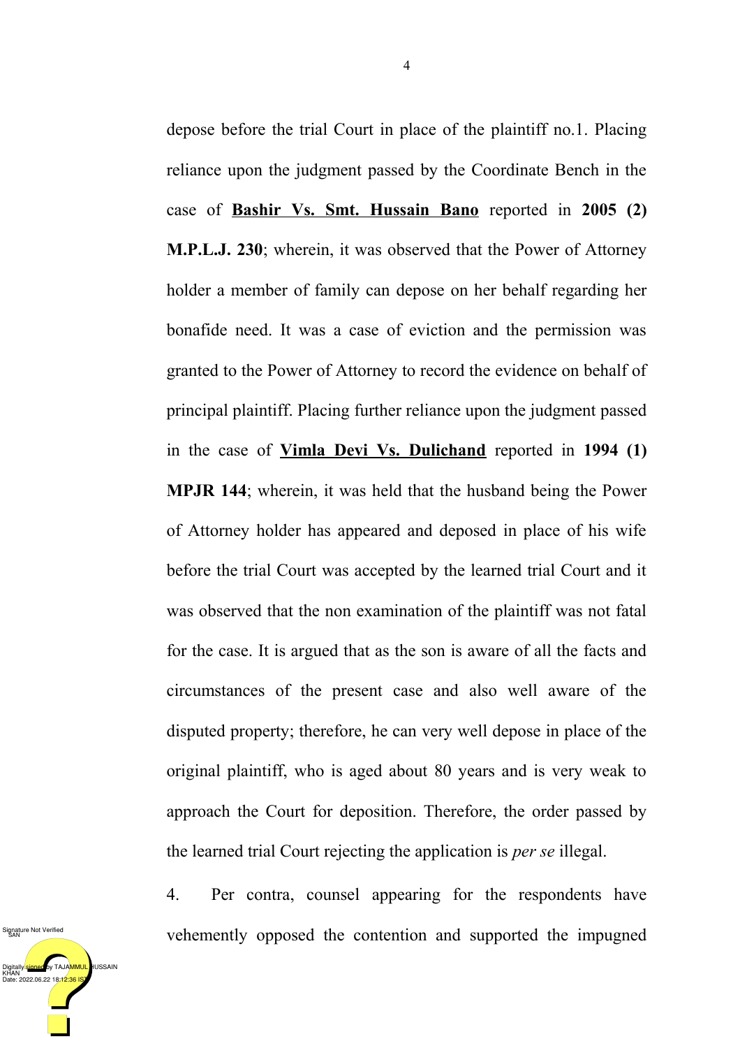depose before the trial Court in place of the plaintiff no.1. Placing reliance upon the judgment passed by the Coordinate Bench in the case of **Bashir Vs. Smt. Hussain Bano** reported in **2005 (2) M.P.L.J. 230**; wherein, it was observed that the Power of Attorney holder a member of family can depose on her behalf regarding her bonafide need. It was a case of eviction and the permission was granted to the Power of Attorney to record the evidence on behalf of principal plaintiff. Placing further reliance upon the judgment passed in the case of **Vimla Devi Vs. Dulichand** reported in **1994 (1) MPJR 144**; wherein, it was held that the husband being the Power of Attorney holder has appeared and deposed in place of his wife before the trial Court was accepted by the learned trial Court and it was observed that the non examination of the plaintiff was not fatal for the case. It is argued that as the son is aware of all the facts and circumstances of the present case and also well aware of the disputed property; therefore, he can very well depose in place of the original plaintiff, who is aged about 80 years and is very weak to approach the Court for deposition. Therefore, the order passed by the learned trial Court rejecting the application is *per se* illegal.

4. Per contra, counsel appearing for the respondents have vehemently opposed the contention and supported the impugned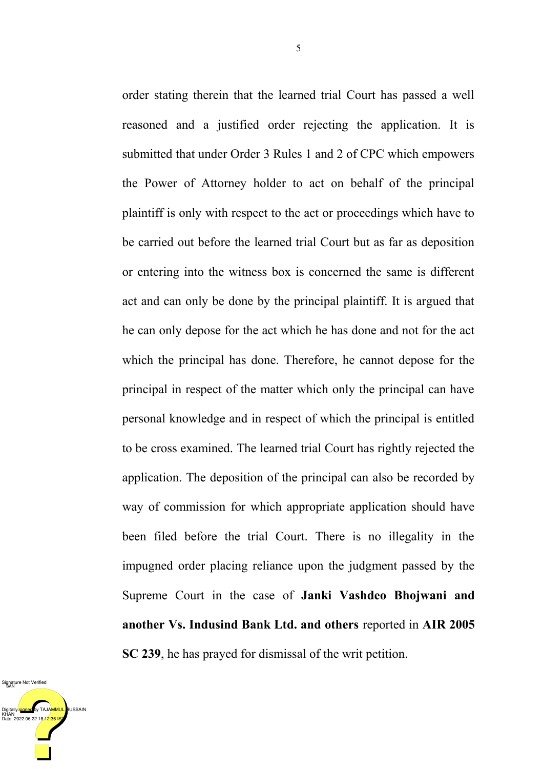order stating therein that the learned trial Court has passed a well reasoned and a justified order rejecting the application. It is submitted that under Order 3 Rules 1 and 2 of CPC which empowers the Power of Attorney holder to act on behalf of the principal plaintiff is only with respect to the act or proceedings which have to be carried out before the learned trial Court but as far as deposition or entering into the witness box is concerned the same is different act and can only be done by the principal plaintiff. It is argued that he can only depose for the act which he has done and not for the act which the principal has done. Therefore, he cannot depose for the principal in respect of the matter which only the principal can have personal knowledge and in respect of which the principal is entitled to be cross examined. The learned trial Court has rightly rejected the application. The deposition of the principal can also be recorded by way of commission for which appropriate application should have been filed before the trial Court. There is no illegality in the impugned order placing reliance upon the judgment passed by the Supreme Court in the case of **Janki Vashdeo Bhojwani and another Vs. Indusind Bank Ltd. and others** reported in **AIR 2005 SC 239**, he has prayed for dismissal of the writ petition.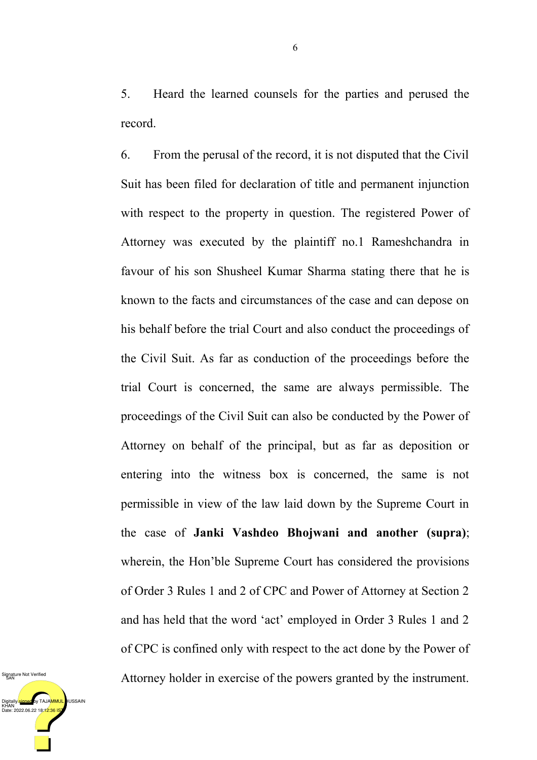5. Heard the learned counsels for the parties and perused the record.

6. From the perusal of the record, it is not disputed that the Civil Suit has been filed for declaration of title and permanent injunction with respect to the property in question. The registered Power of Attorney was executed by the plaintiff no.1 Rameshchandra in favour of his son Shusheel Kumar Sharma stating there that he is known to the facts and circumstances of the case and can depose on his behalf before the trial Court and also conduct the proceedings of the Civil Suit. As far as conduction of the proceedings before the trial Court is concerned, the same are always permissible. The proceedings of the Civil Suit can also be conducted by the Power of Attorney on behalf of the principal, but as far as deposition or entering into the witness box is concerned, the same is not permissible in view of the law laid down by the Supreme Court in the case of **Janki Vashdeo Bhojwani and another (supra)**; wherein, the Hon'ble Supreme Court has considered the provisions of Order 3 Rules 1 and 2 of CPC and Power of Attorney at Section 2 and has held that the word 'act' employed in Order 3 Rules 1 and 2 of CPC is confined only with respect to the act done by the Power of Attorney holder in exercise of the powers granted by the instrument.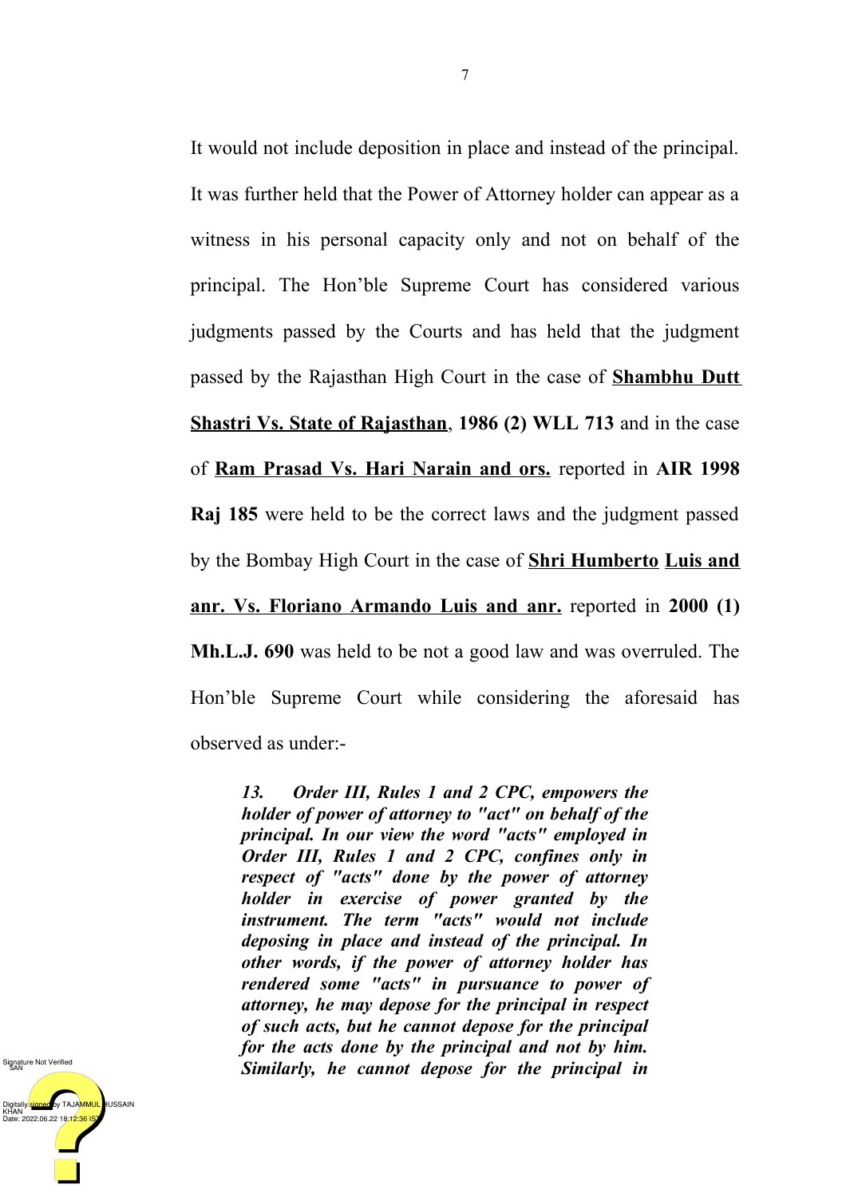It would not include deposition in place and instead of the principal. It was further held that the Power of Attorney holder can appear as a witness in his personal capacity only and not on behalf of the principal. The Hon'ble Supreme Court has considered various judgments passed by the Courts and has held that the judgment passed by the Rajasthan High Court in the case of **Shambhu Dutt Shastri Vs. State of Rajasthan**, **1986 (2) WLL 713** and in the case of **Ram Prasad Vs. Hari Narain and ors.** reported in **AIR 1998 Raj 185** were held to be the correct laws and the judgment passed by the Bombay High Court in the case of **Shri Humberto Luis and anr. Vs. Floriano Armando Luis and anr.** reported in **2000 (1) Mh.L.J. 690** was held to be not a good law and was overruled. The Hon'ble Supreme Court while considering the aforesaid has observed as under:-

> ***13. Order III, Rules 1 and 2 CPC, empowers the holder of power of attorney to "act" on behalf of the principal. In our view the word "acts" employed in Order III, Rules 1 and 2 CPC, confines only in respect of "acts" done by the power of attorney holder in exercise of power granted by the instrument. The term "acts" would not include deposing in place and instead of the principal. In other words, if the power of attorney holder has rendered some "acts" in pursuance to power of attorney, he may depose for the principal in respect of such acts, but he cannot depose for the principal for the acts done by the principal and not by him. Similarly, he cannot depose for the principal in***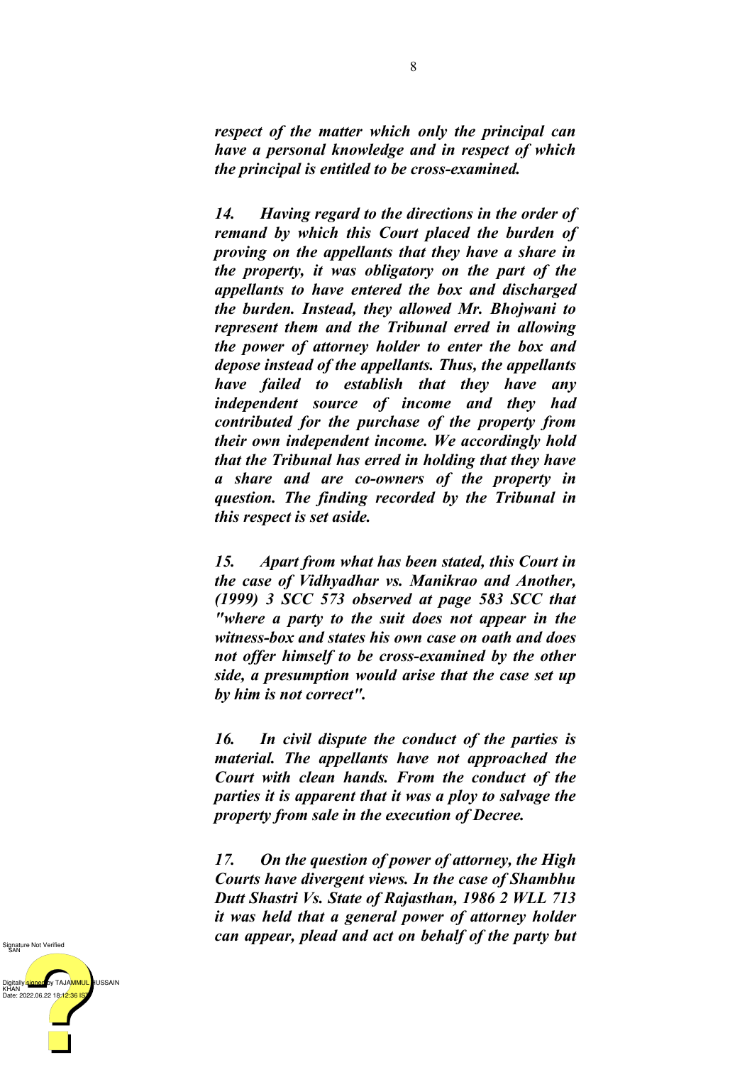***respect of the matter which only the principal can have a personal knowledge and in respect of which the principal is entitled to be cross-examined.***

***14. Having regard to the directions in the order of remand by which this Court placed the burden of proving on the appellants that they have a share in the property, it was obligatory on the part of the appellants to have entered the box and discharged the burden. Instead, they allowed Mr. Bhojwani to represent them and the Tribunal erred in allowing the power of attorney holder to enter the box and depose instead of the appellants. Thus, the appellants have failed to establish that they have any independent source of income and they had contributed for the purchase of the property from their own independent income. We accordingly hold that the Tribunal has erred in holding that they have a share and are co-owners of the property in question. The finding recorded by the Tribunal in this respect is set aside.***

***15. Apart from what has been stated, this Court in the case of Vidhyadhar vs. Manikrao and Another, (1999) 3 SCC 573 observed at page 583 SCC that "where a party to the suit does not appear in the witness-box and states his own case on oath and does not offer himself to be cross-examined by the other side, a presumption would arise that the case set up by him is not correct".***

***16. In civil dispute the conduct of the parties is material. The appellants have not approached the Court with clean hands. From the conduct of the parties it is apparent that it was a ploy to salvage the property from sale in the execution of Decree.***

***17. On the question of power of attorney, the High Courts have divergent views. In the case of Shambhu Dutt Shastri Vs. State of Rajasthan, 1986 2 WLL 713 it was held that a general power of attorney holder can appear, plead and act on behalf of the party but***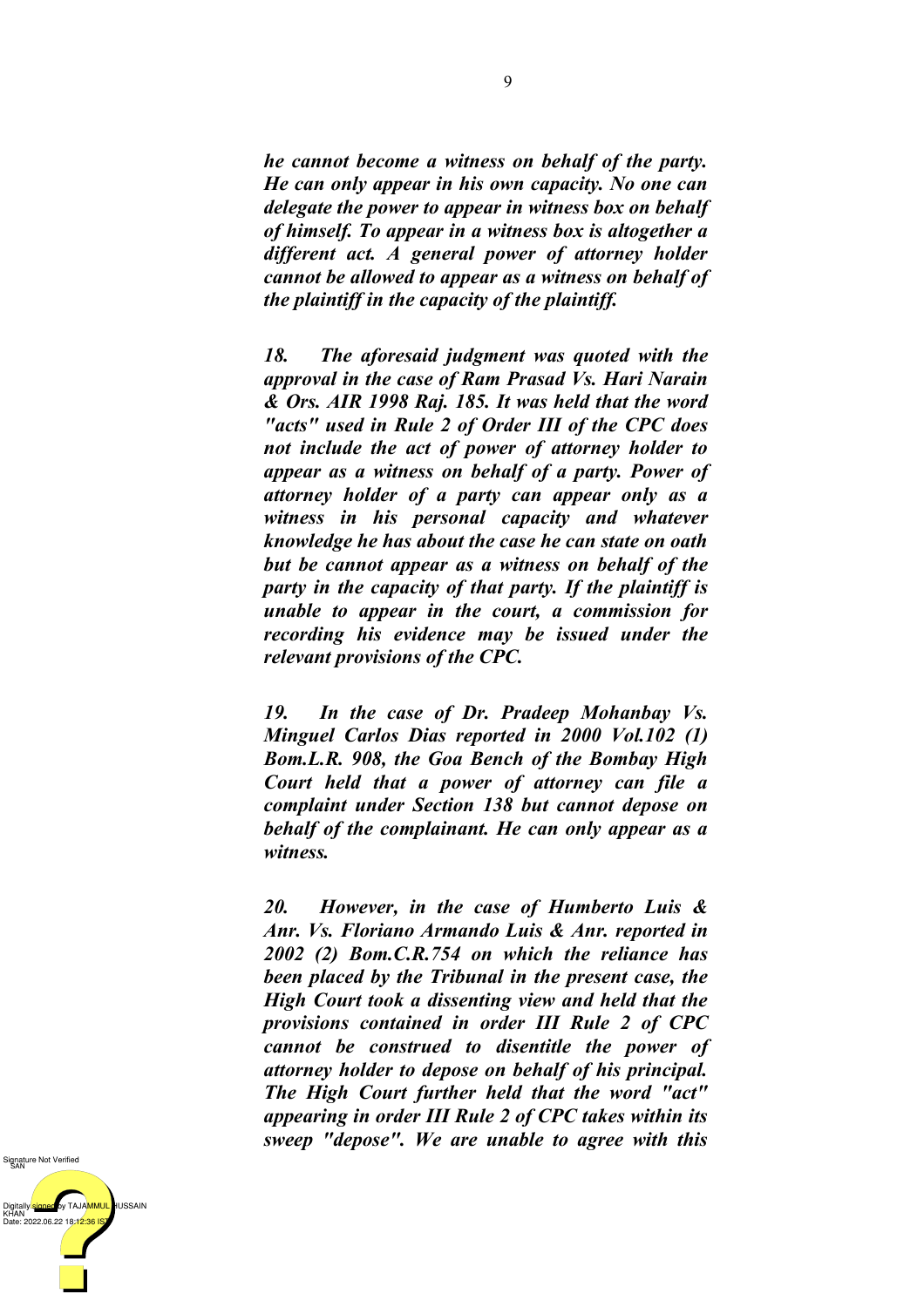***he cannot become a witness on behalf of the party. He can only appear in his own capacity. No one can delegate the power to appear in witness box on behalf of himself. To appear in a witness box is altogether a different act. A general power of attorney holder cannot be allowed to appear as a witness on behalf of the plaintiff in the capacity of the plaintiff.***

***18. The aforesaid judgment was quoted with the approval in the case of Ram Prasad Vs. Hari Narain & Ors. AIR 1998 Raj. 185. It was held that the word "acts" used in Rule 2 of Order III of the CPC does not include the act of power of attorney holder to appear as a witness on behalf of a party. Power of attorney holder of a party can appear only as a witness in his personal capacity and whatever knowledge he has about the case he can state on oath but be cannot appear as a witness on behalf of the party in the capacity of that party. If the plaintiff is unable to appear in the court, a commission for recording his evidence may be issued under the relevant provisions of the CPC.***

***19. In the case of Dr. Pradeep Mohanbay Vs. Minguel Carlos Dias reported in 2000 Vol.102 (1) Bom.L.R. 908, the Goa Bench of the Bombay High Court held that a power of attorney can file a complaint under Section 138 but cannot depose on behalf of the complainant. He can only appear as a witness.***

***20. However, in the case of Humberto Luis & Anr. Vs. Floriano Armando Luis & Anr. reported in 2002 (2) Bom.C.R.754 on which the reliance has been placed by the Tribunal in the present case, the High Court took a dissenting view and held that the provisions contained in order III Rule 2 of CPC cannot be construed to disentitle the power of attorney holder to depose on behalf of his principal. The High Court further held that the word "act" appearing in order III Rule 2 of CPC takes within its sweep "depose". We are unable to agree with this***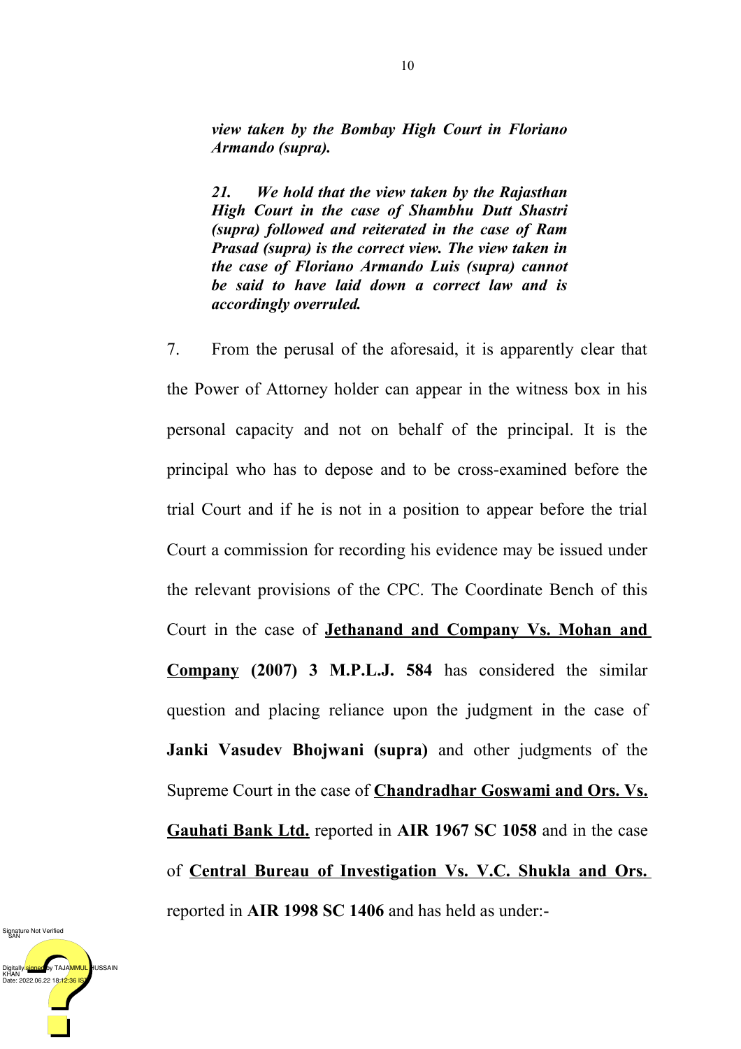***view taken by the Bombay High Court in Floriano Armando (supra).***

***21. We hold that the view taken by the Rajasthan High Court in the case of Shambhu Dutt Shastri (supra) followed and reiterated in the case of Ram Prasad (supra) is the correct view. The view taken in the case of Floriano Armando Luis (supra) cannot be said to have laid down a correct law and is accordingly overruled.***

7. From the perusal of the aforesaid, it is apparently clear that the Power of Attorney holder can appear in the witness box in his personal capacity and not on behalf of the principal. It is the principal who has to depose and to be cross-examined before the trial Court and if he is not in a position to appear before the trial Court a commission for recording his evidence may be issued under the relevant provisions of the CPC. The Coordinate Bench of this Court in the case of **<u>Jethanand and Company Vs. Mohan and Company</u> (2007) 3 M.P.L.J. 584** has considered the similar question and placing reliance upon the judgment in the case of **Janki Vasudev Bhojwani (supra)** and other judgments of the Supreme Court in the case of **<u>Chandradhar Goswami and Ors. Vs. Gauhati Bank Ltd.</u>** reported in **AIR 1967 SC 1058** and in the case of **<u>Central Bureau of Investigation Vs. V.C. Shukla and Ors.</u>** reported in **AIR 1998 SC 1406** and has held as under:-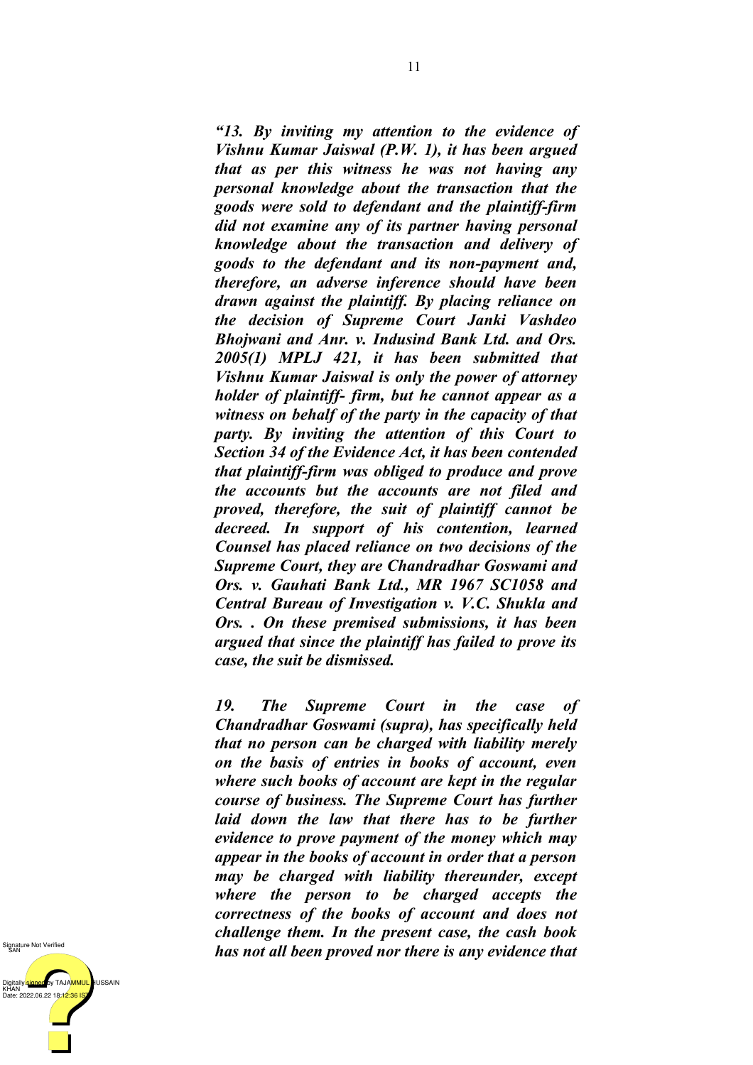*"13. By inviting my attention to the evidence of Vishnu Kumar Jaiswal (P.W. 1), it has been argued that as per this witness he was not having any personal knowledge about the transaction that the goods were sold to defendant and the plaintiff-firm did not examine any of its partner having personal knowledge about the transaction and delivery of goods to the defendant and its non-payment and, therefore, an adverse inference should have been drawn against the plaintiff. By placing reliance on the decision of Supreme Court Janki Vashdeo Bhojwani and Anr. v. Indusind Bank Ltd. and Ors. 2005(1) MPLJ 421, it has been submitted that Vishnu Kumar Jaiswal is only the power of attorney holder of plaintiff- firm, but he cannot appear as a witness on behalf of the party in the capacity of that party. By inviting the attention of this Court to Section 34 of the Evidence Act, it has been contended that plaintiff-firm was obliged to produce and prove the accounts but the accounts are not filed and proved, therefore, the suit of plaintiff cannot be decreed. In support of his contention, learned Counsel has placed reliance on two decisions of the Supreme Court, they are Chandradhar Goswami and Ors. v. Gauhati Bank Ltd., MR 1967 SC1058 and Central Bureau of Investigation v. V.C. Shukla and Ors. . On these premised submissions, it has been argued that since the plaintiff has failed to prove its case, the suit be dismissed.*

*19. The Supreme Court in the case of Chandradhar Goswami (supra), has specifically held that no person can be charged with liability merely on the basis of entries in books of account, even where such books of account are kept in the regular course of business. The Supreme Court has further laid down the law that there has to be further evidence to prove payment of the money which may appear in the books of account in order that a person may be charged with liability thereunder, except where the person to be charged accepts the correctness of the books of account and does not challenge them. In the present case, the cash book has not all been proved nor there is any evidence that*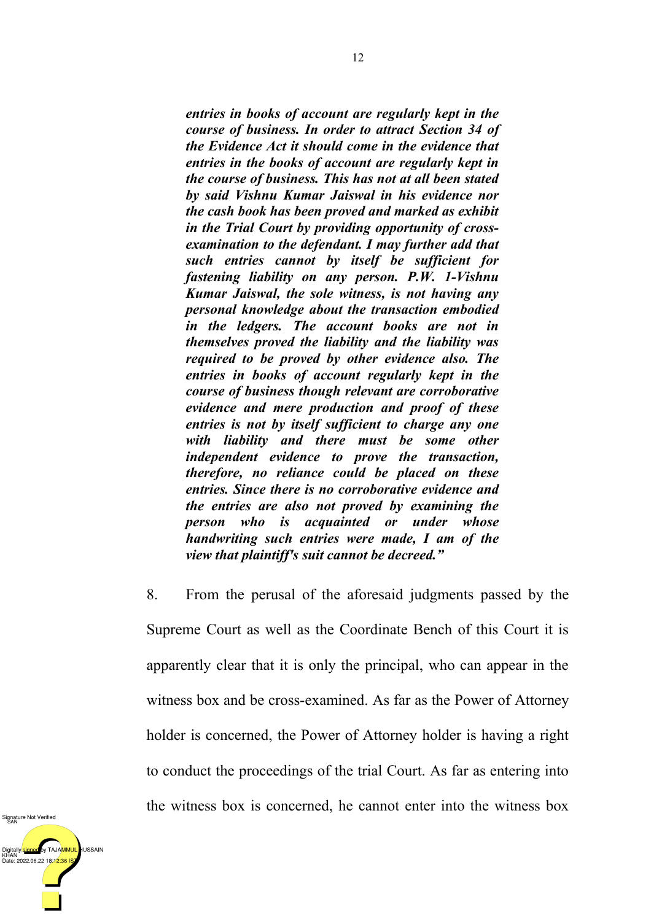***entries in books of account are regularly kept in the course of business. In order to attract Section 34 of the Evidence Act it should come in the evidence that entries in the books of account are regularly kept in the course of business. This has not at all been stated by said Vishnu Kumar Jaiswal in his evidence nor the cash book has been proved and marked as exhibit in the Trial Court by providing opportunity of cross-examination to the defendant. I may further add that such entries cannot by itself be sufficient for fastening liability on any person. P.W. 1-Vishnu Kumar Jaiswal, the sole witness, is not having any personal knowledge about the transaction embodied in the ledgers. The account books are not in themselves proved the liability and the liability was required to be proved by other evidence also. The entries in books of account regularly kept in the course of business though relevant are corroborative evidence and mere production and proof of these entries is not by itself sufficient to charge any one with liability and there must be some other independent evidence to prove the transaction, therefore, no reliance could be placed on these entries. Since there is no corroborative evidence and the entries are also not proved by examining the person who is acquainted or under whose handwriting such entries were made, I am of the view that plaintiff's suit cannot be decreed."***

8. From the perusal of the aforesaid judgments passed by the Supreme Court as well as the Coordinate Bench of this Court it is apparently clear that it is only the principal, who can appear in the witness box and be cross-examined. As far as the Power of Attorney holder is concerned, the Power of Attorney holder is having a right to conduct the proceedings of the trial Court. As far as entering into the witness box is concerned, he cannot enter into the witness box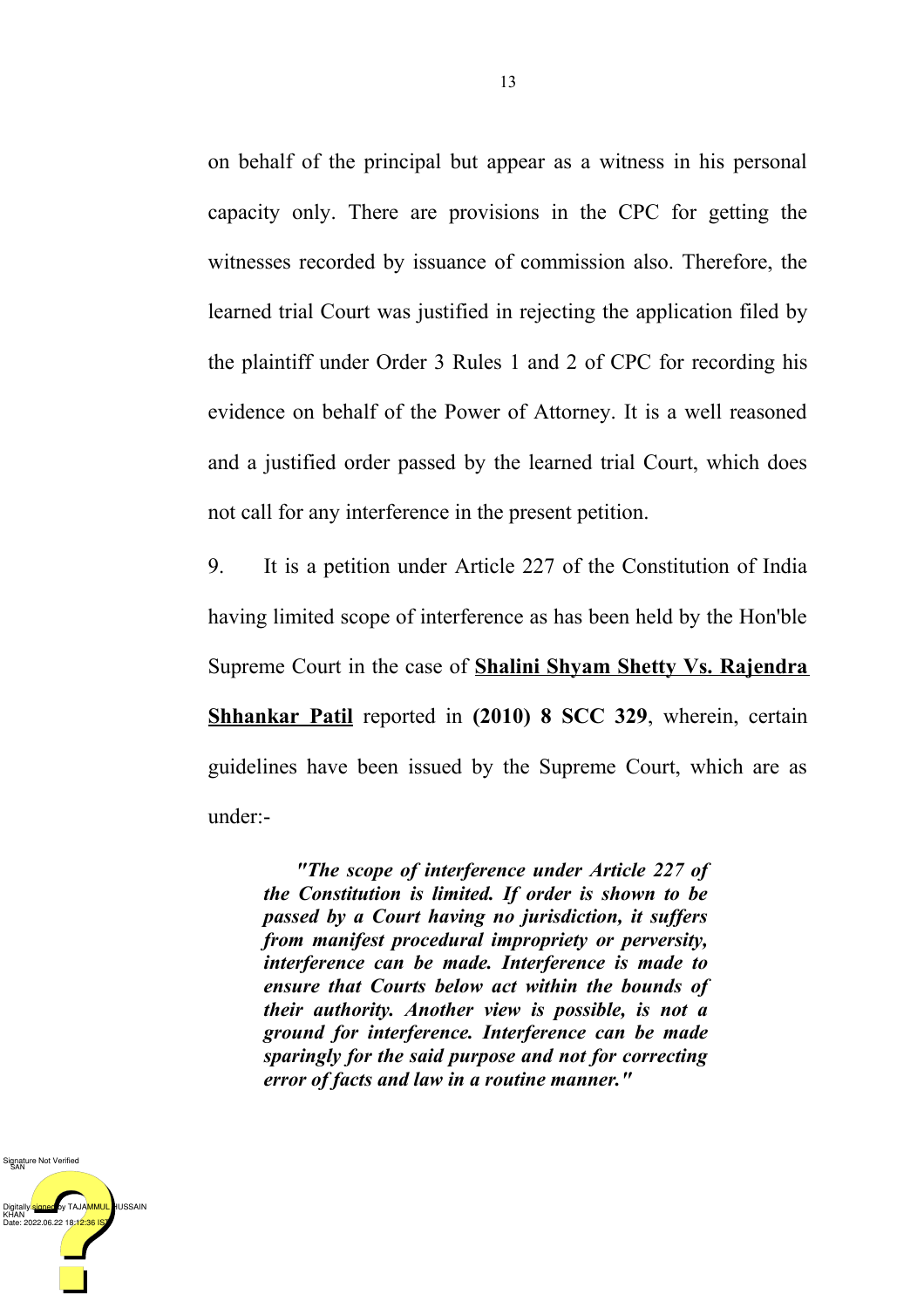on behalf of the principal but appear as a witness in his personal capacity only. There are provisions in the CPC for getting the witnesses recorded by issuance of commission also. Therefore, the learned trial Court was justified in rejecting the application filed by the plaintiff under Order 3 Rules 1 and 2 of CPC for recording his evidence on behalf of the Power of Attorney. It is a well reasoned and a justified order passed by the learned trial Court, which does not call for any interference in the present petition.

9. It is a petition under Article 227 of the Constitution of India having limited scope of interference as has been held by the Hon'ble Supreme Court in the case of **Shalini Shyam Shetty Vs. Rajendra Shhankar Patil** reported in **(2010) 8 SCC 329**, wherein, certain guidelines have been issued by the Supreme Court, which are as under:-

> ***"The scope of interference under Article 227 of the Constitution is limited. If order is shown to be passed by a Court having no jurisdiction, it suffers from manifest procedural impropriety or perversity, interference can be made. Interference is made to ensure that Courts below act within the bounds of their authority. Another view is possible, is not a ground for interference. Interference can be made sparingly for the said purpose and not for correcting error of facts and law in a routine manner."***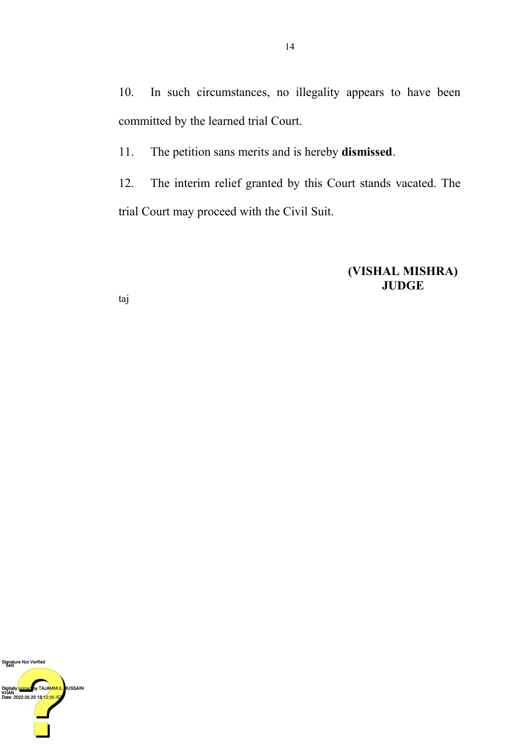10. In such circumstances, no illegality appears to have been committed by the learned trial Court.

11. The petition sans merits and is hereby **dismissed**.

12. The interim relief granted by this Court stands vacated. The trial Court may proceed with the Civil Suit.

**(VISHAL MISHRA)**
**JUDGE**

taj

Signature Not Verified
SAN

Digitally signed by TAJAMMUL HUSSAIN KHAN
Date: 2022.06.22 18:12:36 IST